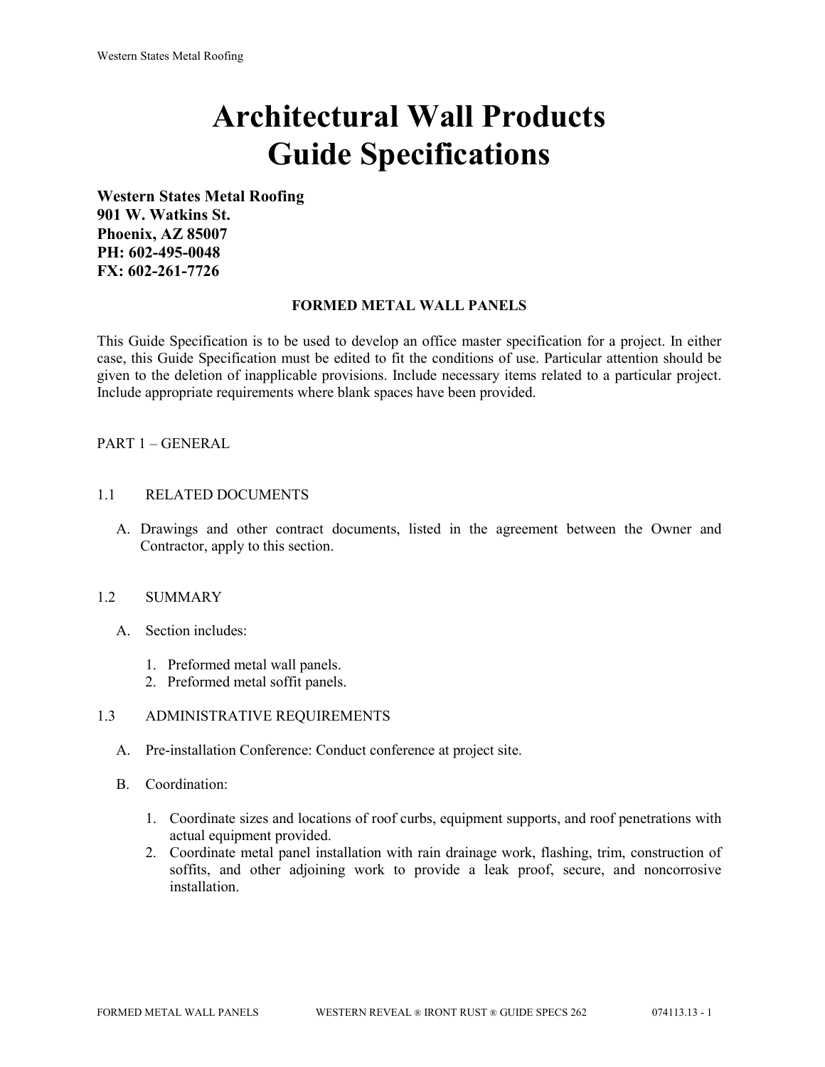# Architectural Wall Products
# Guide Specifications

**Western States Metal Roofing**
**901 W. Watkins St.**
**Phoenix, AZ 85007**
**PH: 602-495-0048**
**FX: 602-261-7726**

**FORMED METAL WALL PANELS**

This Guide Specification is to be used to develop an office master specification for a project. In either case, this Guide Specification must be edited to fit the conditions of use. Particular attention should be given to the deletion of inapplicable provisions. Include necessary items related to a particular project. Include appropriate requirements where blank spaces have been provided.

## PART 1 – GENERAL

### 1.1 RELATED DOCUMENTS

A. Drawings and other contract documents, listed in the agreement between the Owner and Contractor, apply to this section.

### 1.2 SUMMARY

A. Section includes:

1. Preformed metal wall panels.
2. Preformed metal soffit panels.

### 1.3 ADMINISTRATIVE REQUIREMENTS

A. Pre-installation Conference: Conduct conference at project site.

B. Coordination:

1. Coordinate sizes and locations of roof curbs, equipment supports, and roof penetrations with actual equipment provided.
2. Coordinate metal panel installation with rain drainage work, flashing, trim, construction of soffits, and other adjoining work to provide a leak proof, secure, and noncorrosive installation.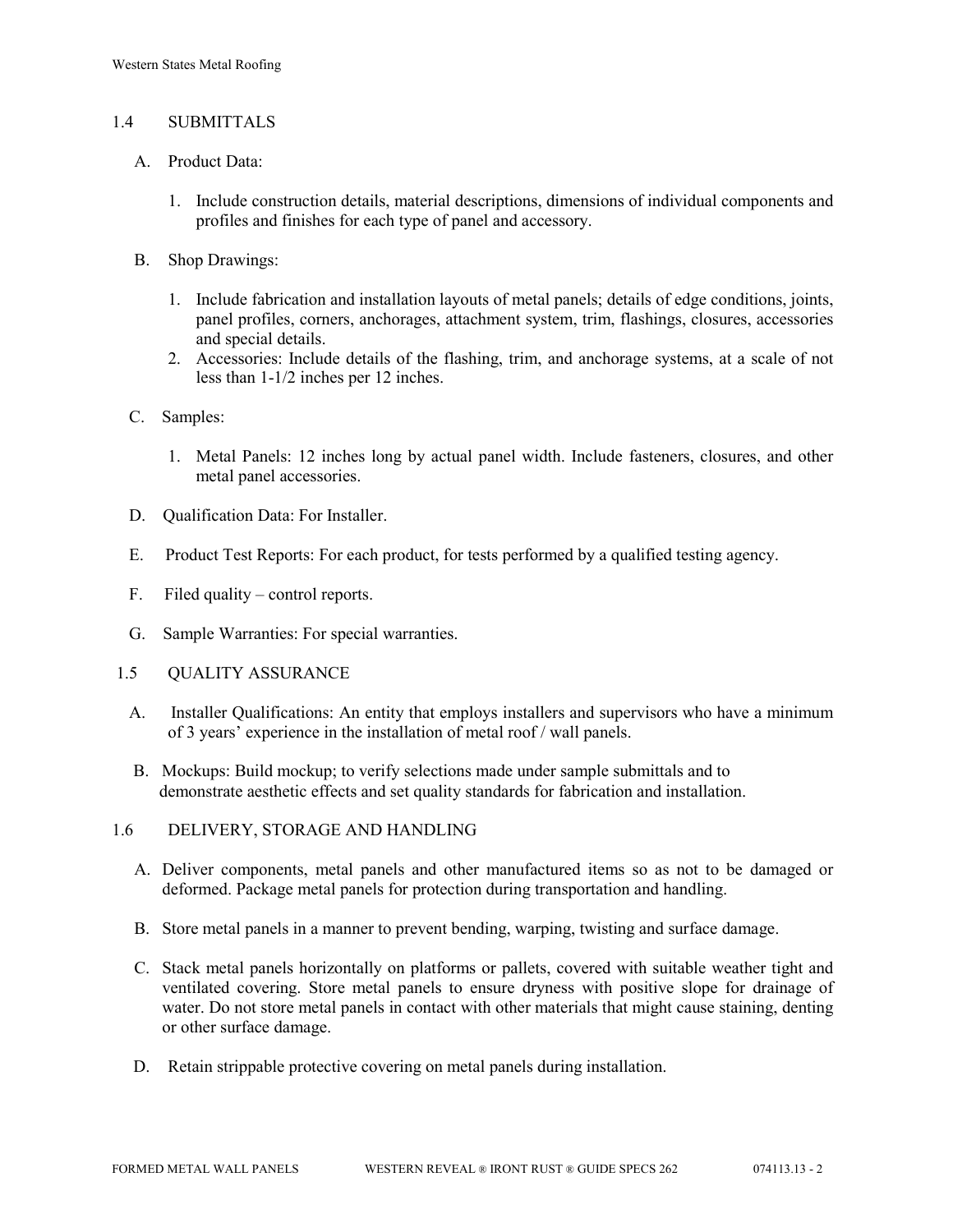## 1.4 SUBMITTALS

A. Product Data:

1. Include construction details, material descriptions, dimensions of individual components and profiles and finishes for each type of panel and accessory.

B. Shop Drawings:

1. Include fabrication and installation layouts of metal panels; details of edge conditions, joints, panel profiles, corners, anchorages, attachment system, trim, flashings, closures, accessories and special details.
2. Accessories: Include details of the flashing, trim, and anchorage systems, at a scale of not less than 1-1/2 inches per 12 inches.

C. Samples:

1. Metal Panels: 12 inches long by actual panel width. Include fasteners, closures, and other metal panel accessories.

D. Qualification Data: For Installer.

E. Product Test Reports: For each product, for tests performed by a qualified testing agency.

F. Filed quality – control reports.

G. Sample Warranties: For special warranties.

## 1.5 QUALITY ASSURANCE

A. Installer Qualifications: An entity that employs installers and supervisors who have a minimum of 3 years' experience in the installation of metal roof / wall panels.

B. Mockups: Build mockup; to verify selections made under sample submittals and to demonstrate aesthetic effects and set quality standards for fabrication and installation.

## 1.6 DELIVERY, STORAGE AND HANDLING

A. Deliver components, metal panels and other manufactured items so as not to be damaged or deformed. Package metal panels for protection during transportation and handling.

B. Store metal panels in a manner to prevent bending, warping, twisting and surface damage.

C. Stack metal panels horizontally on platforms or pallets, covered with suitable weather tight and ventilated covering. Store metal panels to ensure dryness with positive slope for drainage of water. Do not store metal panels in contact with other materials that might cause staining, denting or other surface damage.

D. Retain strippable protective covering on metal panels during installation.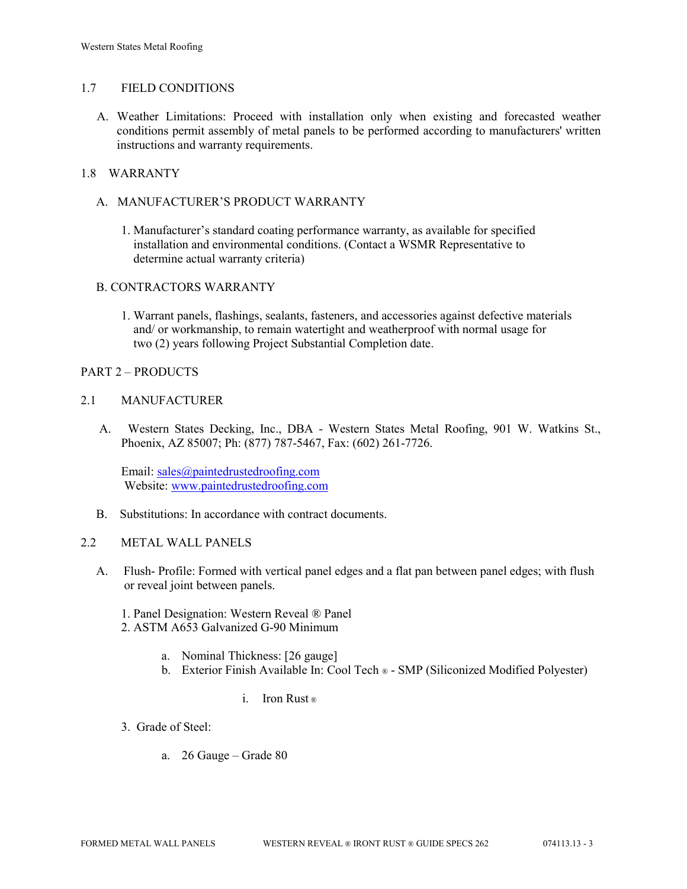## 1.7 FIELD CONDITIONS

A. Weather Limitations: Proceed with installation only when existing and forecasted weather conditions permit assembly of metal panels to be performed according to manufacturers' written instructions and warranty requirements.

## 1.8 WARRANTY

A. MANUFACTURER'S PRODUCT WARRANTY

1. Manufacturer's standard coating performance warranty, as available for specified installation and environmental conditions. (Contact a WSMR Representative to determine actual warranty criteria)

B. CONTRACTORS WARRANTY

1. Warrant panels, flashings, sealants, fasteners, and accessories against defective materials and/ or workmanship, to remain watertight and weatherproof with normal usage for two (2) years following Project Substantial Completion date.

# PART 2 – PRODUCTS

## 2.1 MANUFACTURER

A. Western States Decking, Inc., DBA - Western States Metal Roofing, 901 W. Watkins St., Phoenix, AZ 85007; Ph: (877) 787-5467, Fax: (602) 261-7726.

Email: sales@paintedrustedroofing.com
Website: www.paintedrustedroofing.com

B. Substitutions: In accordance with contract documents.

## 2.2 METAL WALL PANELS

A. Flush- Profile: Formed with vertical panel edges and a flat pan between panel edges; with flush or reveal joint between panels.

1. Panel Designation: Western Reveal ® Panel
2. ASTM A653 Galvanized G-90 Minimum
   a. Nominal Thickness: [26 gauge]
   b. Exterior Finish Available In: Cool Tech ® - SMP (Siliconized Modified Polyester)
      i. Iron Rust ®
3. Grade of Steel:
   a. 26 Gauge – Grade 80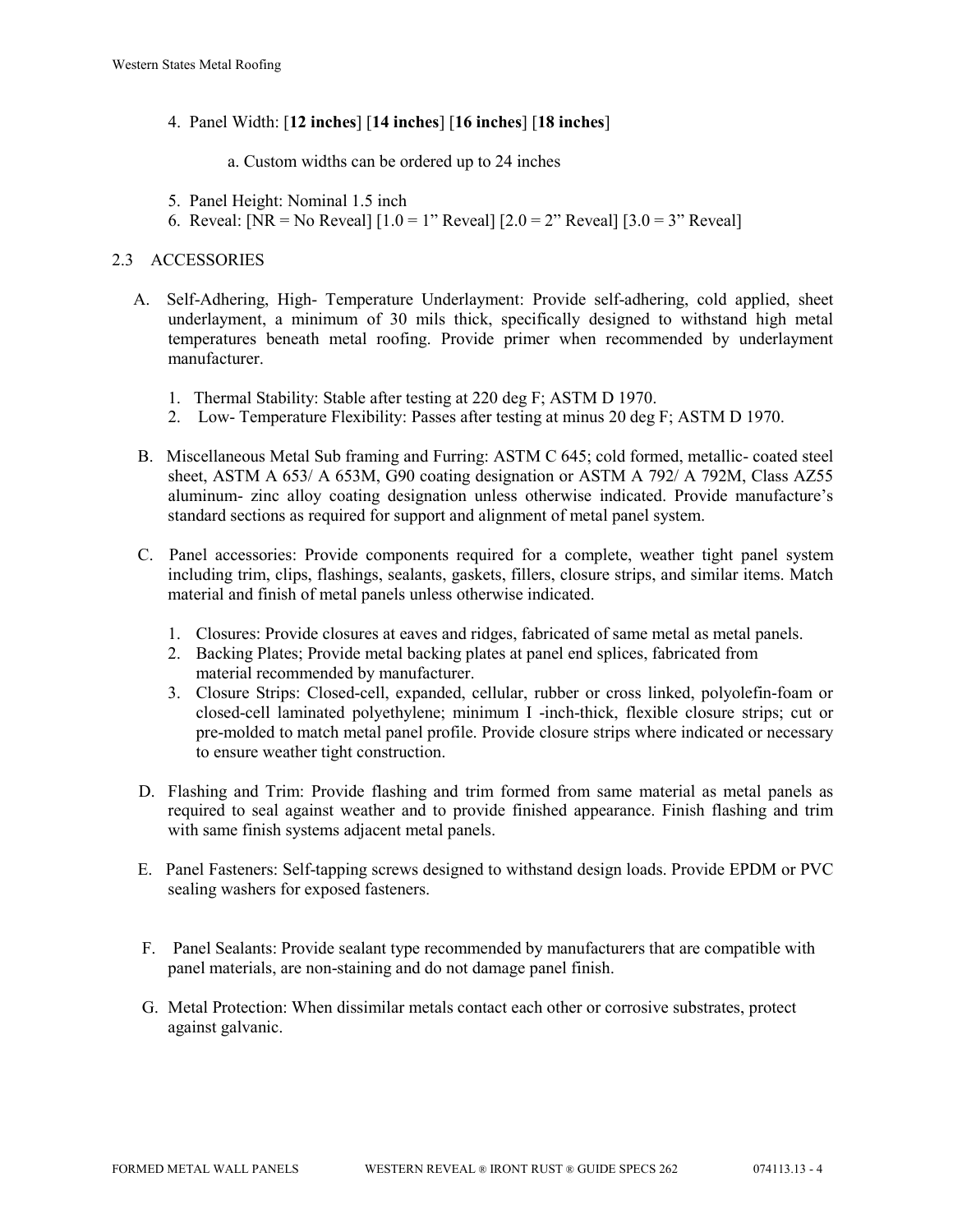4. Panel Width: [**12 inches**] [**14 inches**] [**16 inches**] [**18 inches**]

   a. Custom widths can be ordered up to 24 inches

5. Panel Height: Nominal 1.5 inch
6. Reveal: [NR = No Reveal] [1.0 = 1" Reveal] [2.0 = 2" Reveal] [3.0 = 3" Reveal]

## 2.3 ACCESSORIES

A. Self-Adhering, High- Temperature Underlayment: Provide self-adhering, cold applied, sheet underlayment, a minimum of 30 mils thick, specifically designed to withstand high metal temperatures beneath metal roofing. Provide primer when recommended by underlayment manufacturer.

   1. Thermal Stability: Stable after testing at 220 deg F; ASTM D 1970.
   2. Low- Temperature Flexibility: Passes after testing at minus 20 deg F; ASTM D 1970.

B. Miscellaneous Metal Sub framing and Furring: ASTM C 645; cold formed, metallic- coated steel sheet, ASTM A 653/ A 653M, G90 coating designation or ASTM A 792/ A 792M, Class AZ55 aluminum- zinc alloy coating designation unless otherwise indicated. Provide manufacture's standard sections as required for support and alignment of metal panel system.

C. Panel accessories: Provide components required for a complete, weather tight panel system including trim, clips, flashings, sealants, gaskets, fillers, closure strips, and similar items. Match material and finish of metal panels unless otherwise indicated.

   1. Closures: Provide closures at eaves and ridges, fabricated of same metal as metal panels.
   2. Backing Plates; Provide metal backing plates at panel end splices, fabricated from material recommended by manufacturer.
   3. Closure Strips: Closed-cell, expanded, cellular, rubber or cross linked, polyolefin-foam or closed-cell laminated polyethylene; minimum I -inch-thick, flexible closure strips; cut or pre-molded to match metal panel profile. Provide closure strips where indicated or necessary to ensure weather tight construction.

D. Flashing and Trim: Provide flashing and trim formed from same material as metal panels as required to seal against weather and to provide finished appearance. Finish flashing and trim with same finish systems adjacent metal panels.

E. Panel Fasteners: Self-tapping screws designed to withstand design loads. Provide EPDM or PVC sealing washers for exposed fasteners.

F. Panel Sealants: Provide sealant type recommended by manufacturers that are compatible with panel materials, are non-staining and do not damage panel finish.

G. Metal Protection: When dissimilar metals contact each other or corrosive substrates, protect against galvanic.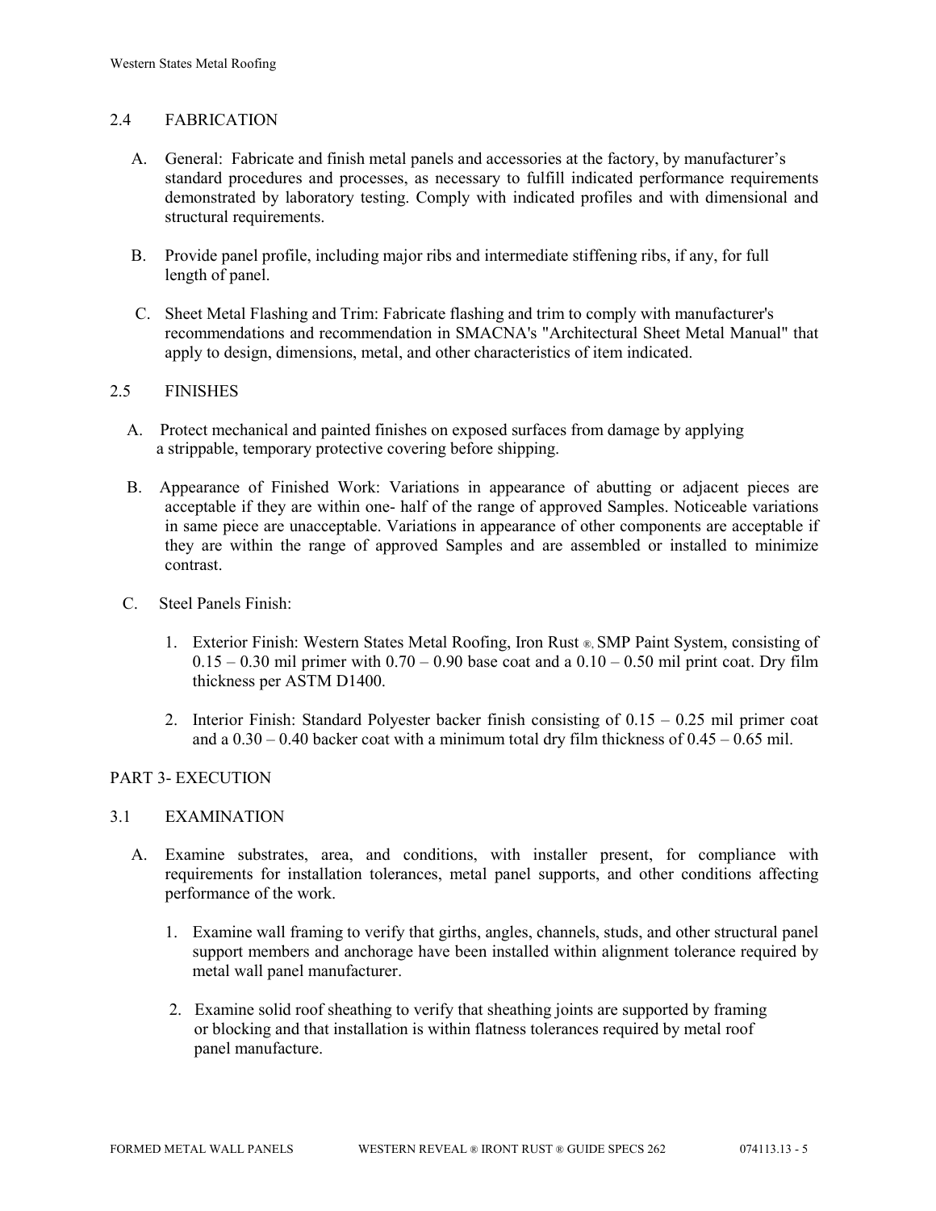## 2.4 FABRICATION

A. General: Fabricate and finish metal panels and accessories at the factory, by manufacturer's standard procedures and processes, as necessary to fulfill indicated performance requirements demonstrated by laboratory testing. Comply with indicated profiles and with dimensional and structural requirements.

B. Provide panel profile, including major ribs and intermediate stiffening ribs, if any, for full length of panel.

C. Sheet Metal Flashing and Trim: Fabricate flashing and trim to comply with manufacturer's recommendations and recommendation in SMACNA's "Architectural Sheet Metal Manual" that apply to design, dimensions, metal, and other characteristics of item indicated.

## 2.5 FINISHES

A. Protect mechanical and painted finishes on exposed surfaces from damage by applying a strippable, temporary protective covering before shipping.

B. Appearance of Finished Work: Variations in appearance of abutting or adjacent pieces are acceptable if they are within one- half of the range of approved Samples. Noticeable variations in same piece are unacceptable. Variations in appearance of other components are acceptable if they are within the range of approved Samples and are assembled or installed to minimize contrast.

C. Steel Panels Finish:

1. Exterior Finish: Western States Metal Roofing, Iron Rust ®, SMP Paint System, consisting of 0.15 – 0.30 mil primer with 0.70 – 0.90 base coat and a 0.10 – 0.50 mil print coat. Dry film thickness per ASTM D1400.

2. Interior Finish: Standard Polyester backer finish consisting of 0.15 – 0.25 mil primer coat and a 0.30 – 0.40 backer coat with a minimum total dry film thickness of 0.45 – 0.65 mil.

# PART 3- EXECUTION

## 3.1 EXAMINATION

A. Examine substrates, area, and conditions, with installer present, for compliance with requirements for installation tolerances, metal panel supports, and other conditions affecting performance of the work.

1. Examine wall framing to verify that girths, angles, channels, studs, and other structural panel support members and anchorage have been installed within alignment tolerance required by metal wall panel manufacturer.

2. Examine solid roof sheathing to verify that sheathing joints are supported by framing or blocking and that installation is within flatness tolerances required by metal roof panel manufacture.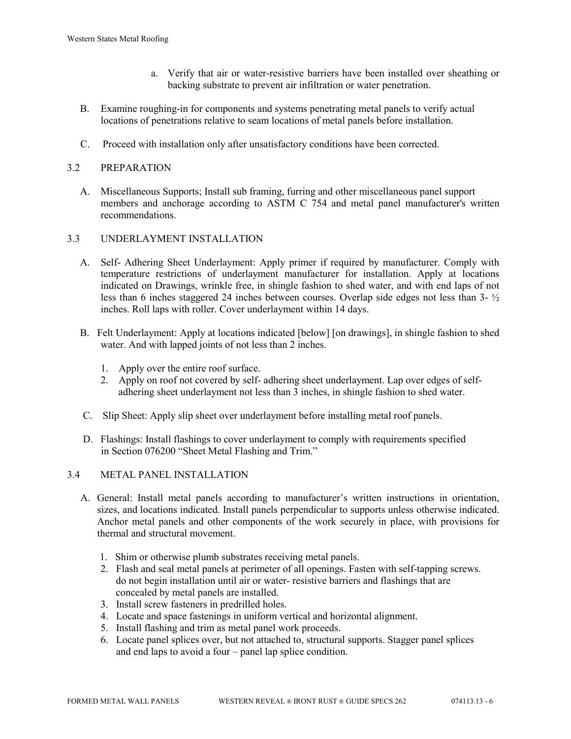a. Verify that air or water-resistive barriers have been installed over sheathing or backing substrate to prevent air infiltration or water penetration.

B. Examine roughing-in for components and systems penetrating metal panels to verify actual locations of penetrations relative to seam locations of metal panels before installation.

C. Proceed with installation only after unsatisfactory conditions have been corrected.

## 3.2 PREPARATION

A. Miscellaneous Supports; Install sub framing, furring and other miscellaneous panel support members and anchorage according to ASTM C 754 and metal panel manufacturer's written recommendations.

## 3.3 UNDERLAYMENT INSTALLATION

A. Self- Adhering Sheet Underlayment: Apply primer if required by manufacturer. Comply with temperature restrictions of underlayment manufacturer for installation. Apply at locations indicated on Drawings, wrinkle free, in shingle fashion to shed water, and with end laps of not less than 6 inches staggered 24 inches between courses. Overlap side edges not less than 3- ½ inches. Roll laps with roller. Cover underlayment within 14 days.

B. Felt Underlayment: Apply at locations indicated [below] [on drawings], in shingle fashion to shed water. And with lapped joints of not less than 2 inches.

1. Apply over the entire roof surface.
2. Apply on roof not covered by self- adhering sheet underlayment. Lap over edges of self-adhering sheet underlayment not less than 3 inches, in shingle fashion to shed water.

C. Slip Sheet: Apply slip sheet over underlayment before installing metal roof panels.

D. Flashings: Install flashings to cover underlayment to comply with requirements specified in Section 076200 "Sheet Metal Flashing and Trim."

## 3.4 METAL PANEL INSTALLATION

A. General: Install metal panels according to manufacturer's written instructions in orientation, sizes, and locations indicated. Install panels perpendicular to supports unless otherwise indicated. Anchor metal panels and other components of the work securely in place, with provisions for thermal and structural movement.

1. Shim or otherwise plumb substrates receiving metal panels.
2. Flash and seal metal panels at perimeter of all openings. Fasten with self-tapping screws. do not begin installation until air or water- resistive barriers and flashings that are concealed by metal panels are installed.
3. Install screw fasteners in predrilled holes.
4. Locate and space fastenings in uniform vertical and horizontal alignment.
5. Install flashing and trim as metal panel work proceeds.
6. Locate panel splices over, but not attached to, structural supports. Stagger panel splices and end laps to avoid a four – panel lap splice condition.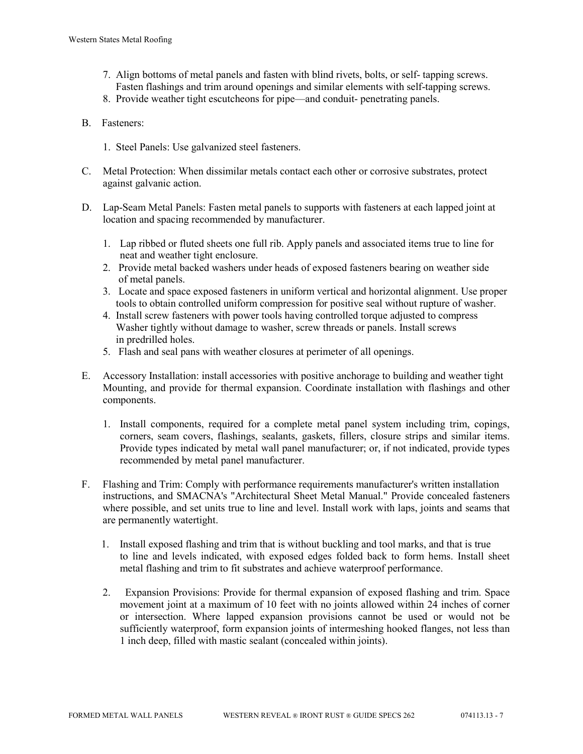7. Align bottoms of metal panels and fasten with blind rivets, bolts, or self- tapping screws. Fasten flashings and trim around openings and similar elements with self-tapping screws.
8. Provide weather tight escutcheons for pipe—and conduit- penetrating panels.

B. Fasteners:

1. Steel Panels: Use galvanized steel fasteners.

C. Metal Protection: When dissimilar metals contact each other or corrosive substrates, protect against galvanic action.

D. Lap-Seam Metal Panels: Fasten metal panels to supports with fasteners at each lapped joint at location and spacing recommended by manufacturer.

1. Lap ribbed or fluted sheets one full rib. Apply panels and associated items true to line for neat and weather tight enclosure.
2. Provide metal backed washers under heads of exposed fasteners bearing on weather side of metal panels.
3. Locate and space exposed fasteners in uniform vertical and horizontal alignment. Use proper tools to obtain controlled uniform compression for positive seal without rupture of washer.
4. Install screw fasteners with power tools having controlled torque adjusted to compress Washer tightly without damage to washer, screw threads or panels. Install screws in predrilled holes.
5. Flash and seal pans with weather closures at perimeter of all openings.

E. Accessory Installation: install accessories with positive anchorage to building and weather tight Mounting, and provide for thermal expansion. Coordinate installation with flashings and other components.

1. Install components, required for a complete metal panel system including trim, copings, corners, seam covers, flashings, sealants, gaskets, fillers, closure strips and similar items. Provide types indicated by metal wall panel manufacturer; or, if not indicated, provide types recommended by metal panel manufacturer.

F. Flashing and Trim: Comply with performance requirements manufacturer's written installation instructions, and SMACNA's "Architectural Sheet Metal Manual." Provide concealed fasteners where possible, and set units true to line and level. Install work with laps, joints and seams that are permanently watertight.

1. Install exposed flashing and trim that is without buckling and tool marks, and that is true to line and levels indicated, with exposed edges folded back to form hems. Install sheet metal flashing and trim to fit substrates and achieve waterproof performance.

2. Expansion Provisions: Provide for thermal expansion of exposed flashing and trim. Space movement joint at a maximum of 10 feet with no joints allowed within 24 inches of corner or intersection. Where lapped expansion provisions cannot be used or would not be sufficiently waterproof, form expansion joints of intermeshing hooked flanges, not less than 1 inch deep, filled with mastic sealant (concealed within joints).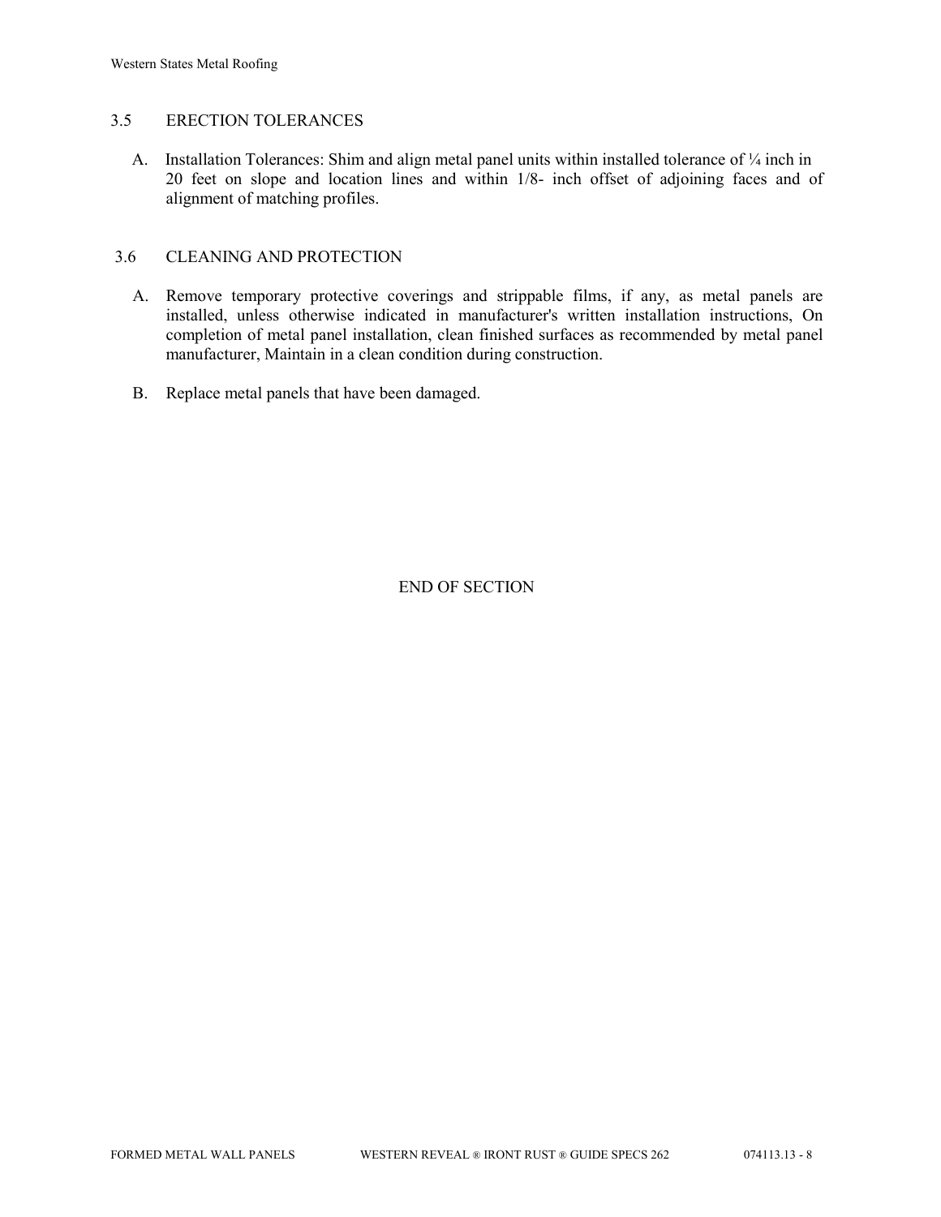## 3.5 ERECTION TOLERANCES

A. Installation Tolerances: Shim and align metal panel units within installed tolerance of ¼ inch in 20 feet on slope and location lines and within 1/8- inch offset of adjoining faces and of alignment of matching profiles.

## 3.6 CLEANING AND PROTECTION

A. Remove temporary protective coverings and strippable films, if any, as metal panels are installed, unless otherwise indicated in manufacturer's written installation instructions, On completion of metal panel installation, clean finished surfaces as recommended by metal panel manufacturer, Maintain in a clean condition during construction.

B. Replace metal panels that have been damaged.

END OF SECTION